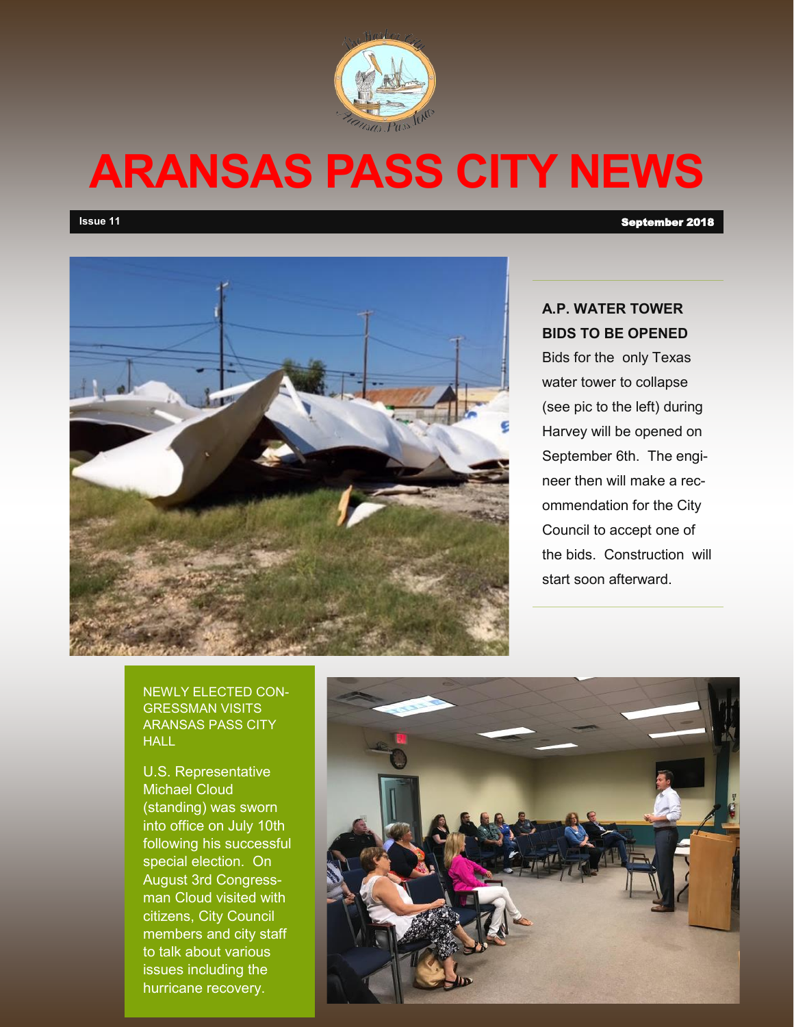# ARANSAS PASS CITY NEWS

**Issue 11** **September 2018**

### A.P. WATER TOWER BIDS TO BE OPENED

Bids for the only Texas water tower to collapse (see pic to the left) during Harvey will be opened on September 6th. The engineer then will make a recommendation for the City Council to accept one of the bids. Construction will start soon afterward.

### NEWLY ELECTED CONGRESSMAN VISITS ARANSAS PASS CITY HALL

U.S. Representative Michael Cloud (standing) was sworn into office on July 10th following his successful special election. On August 3rd Congressman Cloud visited with citizens, City Council members and city staff to talk about various issues including the hurricane recovery.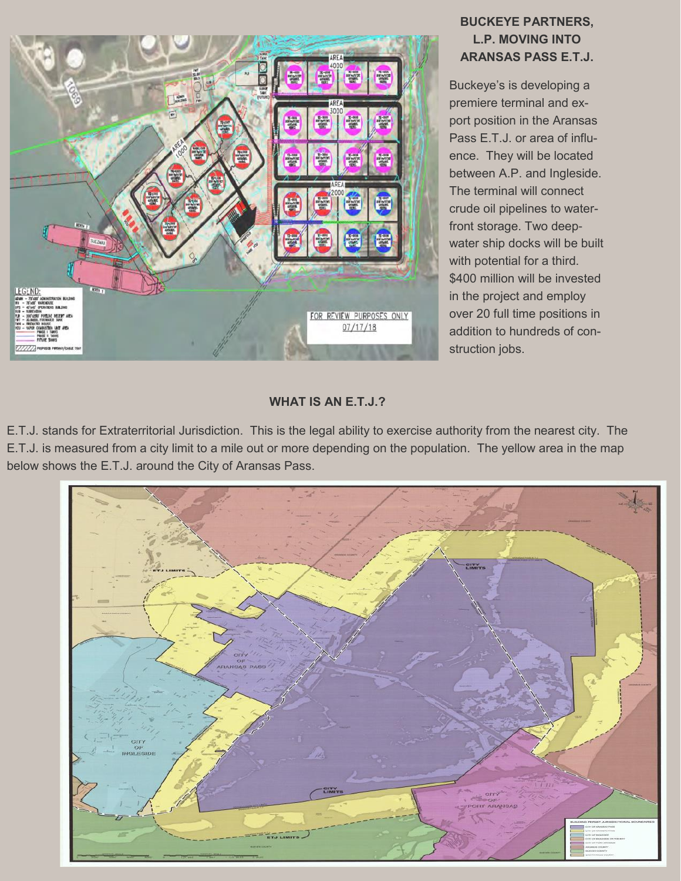## BUCKEYE PARTNERS, L.P. MOVING INTO ARANSAS PASS E.T.J.

Buckeye's is developing a premiere terminal and export position in the Aransas Pass E.T.J. or area of influence. They will be located between A.P. and Ingleside. The terminal will connect crude oil pipelines to waterfront storage. Two deepwater ship docks will be built with potential for a third. $400 million will be invested in the project and employ over 20 full time positions in addition to hundreds of construction jobs.

## WHAT IS AN E.T.J.?

E.T.J. stands for Extraterritorial Jurisdiction. This is the legal ability to exercise authority from the nearest city. The E.T.J. is measured from a city limit to a mile out or more depending on the population. The yellow area in the map below shows the E.T.J. around the City of Aransas Pass.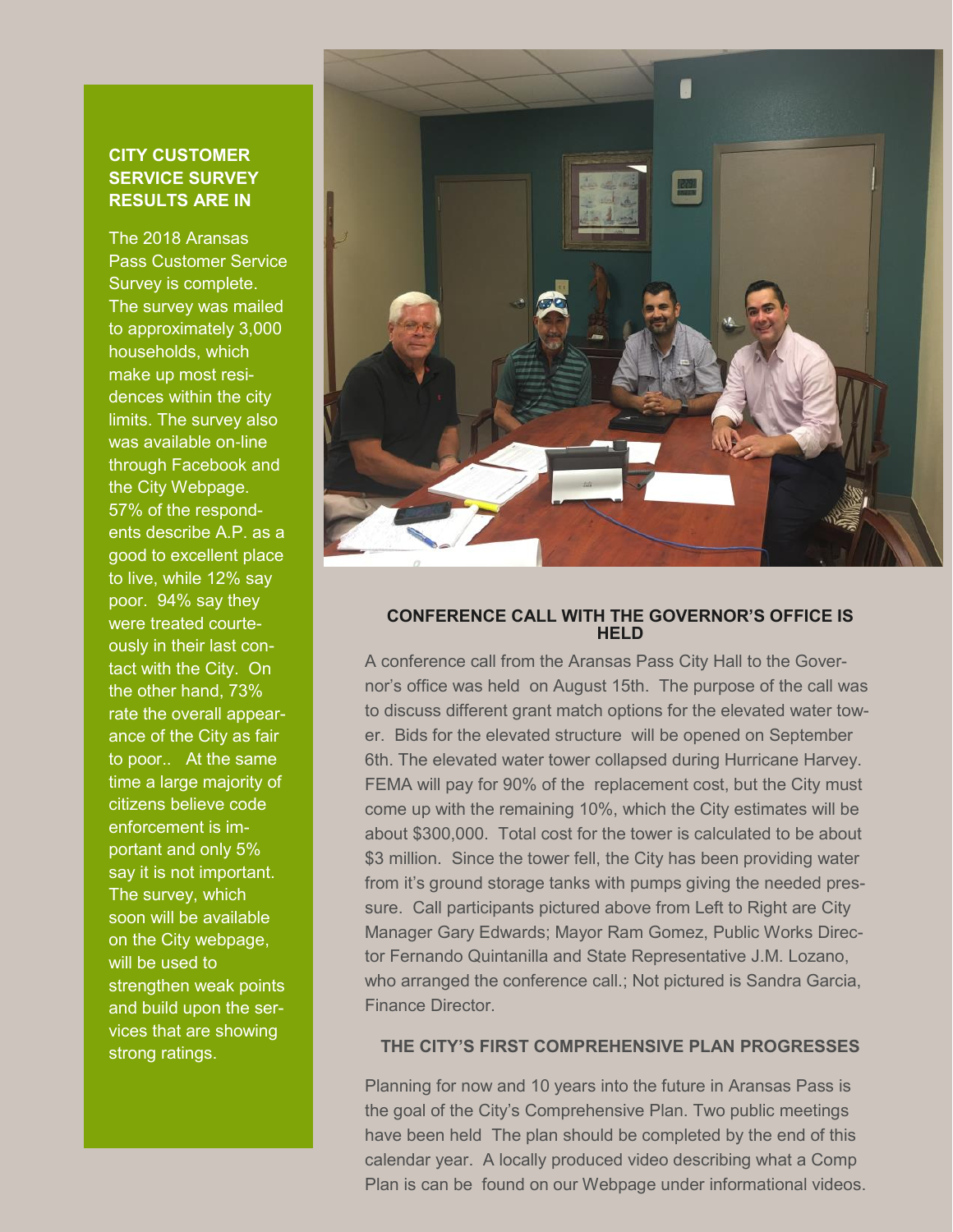## CITY CUSTOMER SERVICE SURVEY RESULTS ARE IN

The 2018 Aransas Pass Customer Service Survey is complete. The survey was mailed to approximately 3,000 households, which make up most residences within the city limits. The survey also was available on-line through Facebook and the City Webpage. 57% of the respondents describe A.P. as a good to excellent place to live, while 12% say poor. 94% say they were treated courteously in their last contact with the City. On the other hand, 73% rate the overall appearance of the City as fair to poor.. At the same time a large majority of citizens believe code enforcement is important and only 5% say it is not important. The survey, which soon will be available on the City webpage, will be used to strengthen weak points and build upon the services that are showing strong ratings.

## CONFERENCE CALL WITH THE GOVERNOR'S OFFICE IS HELD

A conference call from the Aransas Pass City Hall to the Governor's office was held on August 15th. The purpose of the call was to discuss different grant match options for the elevated water tower. Bids for the elevated structure will be opened on September 6th. The elevated water tower collapsed during Hurricane Harvey. FEMA will pay for 90% of the replacement cost, but the City must come up with the remaining 10%, which the City estimates will be about $300,000. Total cost for the tower is calculated to be about $3 million. Since the tower fell, the City has been providing water from it's ground storage tanks with pumps giving the needed pressure. Call participants pictured above from Left to Right are City Manager Gary Edwards; Mayor Ram Gomez, Public Works Director Fernando Quintanilla and State Representative J.M. Lozano, who arranged the conference call.; Not pictured is Sandra Garcia, Finance Director.

## THE CITY'S FIRST COMPREHENSIVE PLAN PROGRESSES

Planning for now and 10 years into the future in Aransas Pass is the goal of the City's Comprehensive Plan. Two public meetings have been held The plan should be completed by the end of this calendar year. A locally produced video describing what a Comp Plan is can be found on our Webpage under informational videos.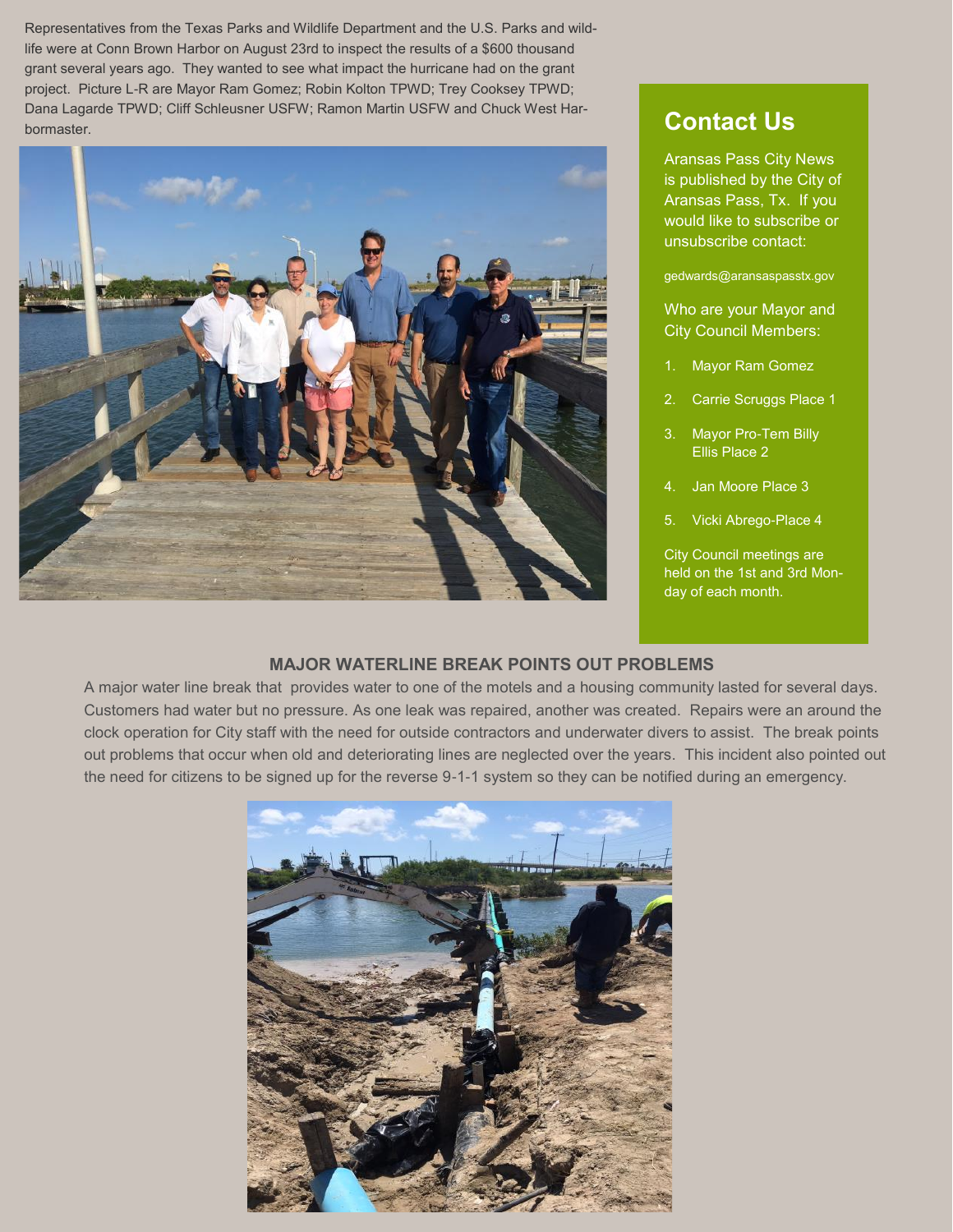Representatives from the Texas Parks and Wildlife Department and the U.S. Parks and wildlife were at Conn Brown Harbor on August 23rd to inspect the results of a $600 thousand grant several years ago. They wanted to see what impact the hurricane had on the grant project. Picture L-R are Mayor Ram Gomez; Robin Kolton TPWD; Trey Cooksey TPWD; Dana Lagarde TPWD; Cliff Schleusner USFW; Ramon Martin USFW and Chuck West Harbormaster.

## Contact Us

Aransas Pass City News is published by the City of Aransas Pass, Tx. If you would like to subscribe or unsubscribe contact:

gedwards@aransaspasstx.gov

Who are your Mayor and City Council Members:

1. Mayor Ram Gomez
2. Carrie Scruggs Place 1
3. Mayor Pro-Tem Billy Ellis Place 2
4. Jan Moore Place 3
5. Vicki Abrego-Place 4

City Council meetings are held on the 1st and 3rd Monday of each month.

### MAJOR WATERLINE BREAK POINTS OUT PROBLEMS

A major water line break that provides water to one of the motels and a housing community lasted for several days. Customers had water but no pressure. As one leak was repaired, another was created. Repairs were an around the clock operation for City staff with the need for outside contractors and underwater divers to assist. The break points out problems that occur when old and deteriorating lines are neglected over the years. This incident also pointed out the need for citizens to be signed up for the reverse 9-1-1 system so they can be notified during an emergency.